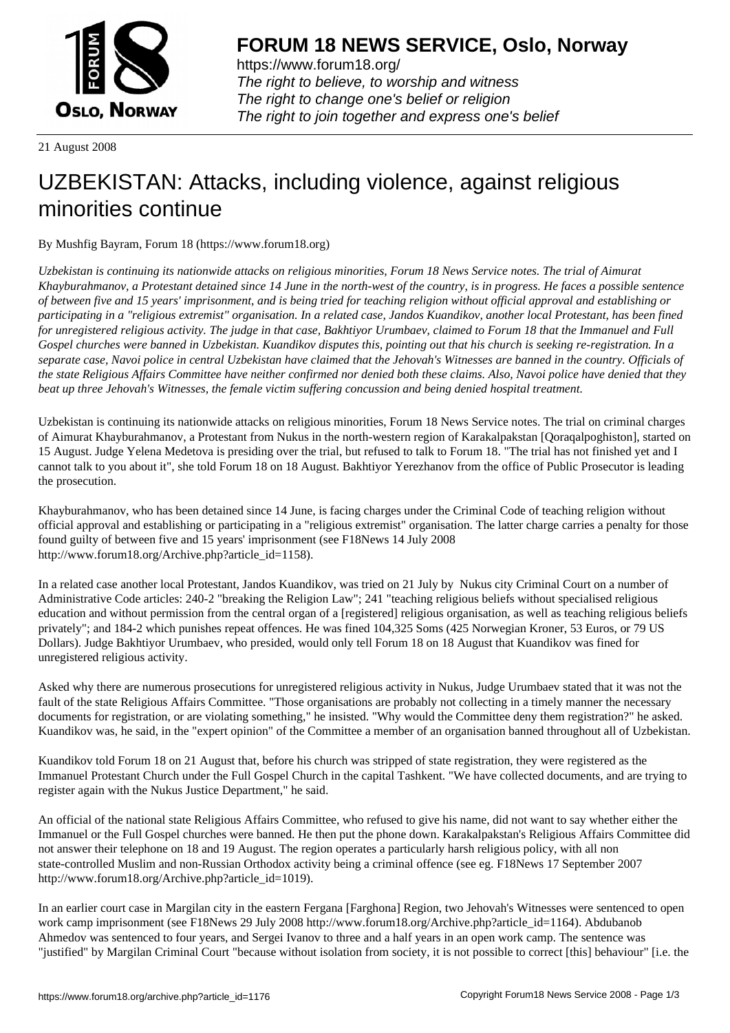# FORUM 18 NEWS SERVICE, Oslo, Norway

https://www.forum18.org/
*The right to believe, to worship and witness*
*The right to change one's belief or religion*
*The right to join together and express one's belief*

21 August 2008

# UZBEKISTAN: Attacks, including violence, against religious minorities continue

By Mushfig Bayram, Forum 18 (https://www.forum18.org)

*Uzbekistan is continuing its nationwide attacks on religious minorities, Forum 18 News Service notes. The trial of Aimurat Khayburahmanov, a Protestant detained since 14 June in the north-west of the country, is in progress. He faces a possible sentence of between five and 15 years' imprisonment, and is being tried for teaching religion without official approval and establishing or participating in a "religious extremist" organisation. In a related case, Jandos Kuandikov, another local Protestant, has been fined for unregistered religious activity. The judge in that case, Bakhtiyor Urumbaev, claimed to Forum 18 that the Immanuel and Full Gospel churches were banned in Uzbekistan. Kuandikov disputes this, pointing out that his church is seeking re-registration. In a separate case, Navoi police in central Uzbekistan have claimed that the Jehovah's Witnesses are banned in the country. Officials of the state Religious Affairs Committee have neither confirmed nor denied both these claims. Also, Navoi police have denied that they beat up three Jehovah's Witnesses, the female victim suffering concussion and being denied hospital treatment.*

Uzbekistan is continuing its nationwide attacks on religious minorities, Forum 18 News Service notes. The trial on criminal charges of Aimurat Khayburahmanov, a Protestant from Nukus in the north-western region of Karakalpakstan [Qoraqalpoghiston], started on 15 August. Judge Yelena Medetova is presiding over the trial, but refused to talk to Forum 18. "The trial has not finished yet and I cannot talk to you about it", she told Forum 18 on 18 August. Bakhtiyor Yerezhanov from the office of Public Prosecutor is leading the prosecution.

Khayburahmanov, who has been detained since 14 June, is facing charges under the Criminal Code of teaching religion without official approval and establishing or participating in a "religious extremist" organisation. The latter charge carries a penalty for those found guilty of between five and 15 years' imprisonment (see F18News 14 July 2008 http://www.forum18.org/Archive.php?article_id=1158).

In a related case another local Protestant, Jandos Kuandikov, was tried on 21 July by Nukus city Criminal Court on a number of Administrative Code articles: 240-2 "breaking the Religion Law"; 241 "teaching religious beliefs without specialised religious education and without permission from the central organ of a [registered] religious organisation, as well as teaching religious beliefs privately"; and 184-2 which punishes repeat offences. He was fined 104,325 Soms (425 Norwegian Kroner, 53 Euros, or 79 US Dollars). Judge Bakhtiyor Urumbaev, who presided, would only tell Forum 18 on 18 August that Kuandikov was fined for unregistered religious activity.

Asked why there are numerous prosecutions for unregistered religious activity in Nukus, Judge Urumbaev stated that it was not the fault of the state Religious Affairs Committee. "Those organisations are probably not collecting in a timely manner the necessary documents for registration, or are violating something," he insisted. "Why would the Committee deny them registration?" he asked. Kuandikov was, he said, in the "expert opinion" of the Committee a member of an organisation banned throughout all of Uzbekistan.

Kuandikov told Forum 18 on 21 August that, before his church was stripped of state registration, they were registered as the Immanuel Protestant Church under the Full Gospel Church in the capital Tashkent. "We have collected documents, and are trying to register again with the Nukus Justice Department," he said.

An official of the national state Religious Affairs Committee, who refused to give his name, did not want to say whether either the Immanuel or the Full Gospel churches were banned. He then put the phone down. Karakalpakstan's Religious Affairs Committee did not answer their telephone on 18 and 19 August. The region operates a particularly harsh religious policy, with all non state-controlled Muslim and non-Russian Orthodox activity being a criminal offence (see eg. F18News 17 September 2007 http://www.forum18.org/Archive.php?article_id=1019).

In an earlier court case in Margilan city in the eastern Fergana [Farghona] Region, two Jehovah's Witnesses were sentenced to open work camp imprisonment (see F18News 29 July 2008 http://www.forum18.org/Archive.php?article_id=1164). Abdubanob Ahmedov was sentenced to four years, and Sergei Ivanov to three and a half years in an open work camp. The sentence was "justified" by Margilan Criminal Court "because without isolation from society, it is not possible to correct [this] behaviour" [i.e. the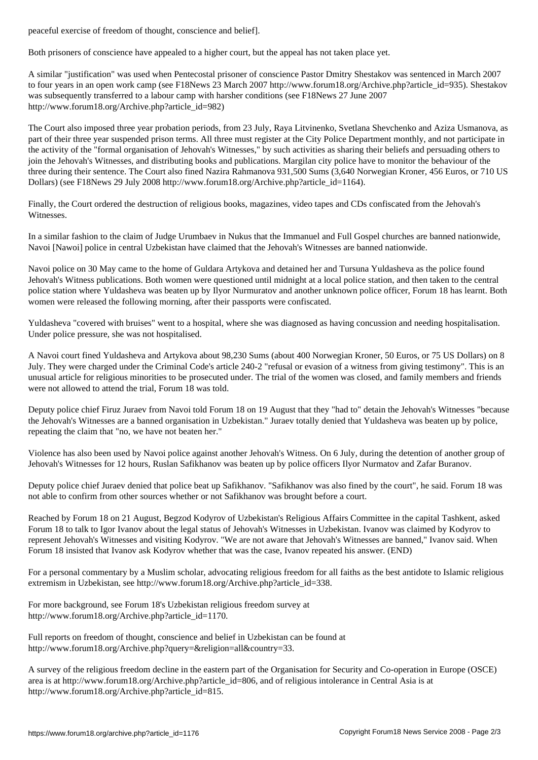peaceful exercise of freedom of thought, conscience and belief].

Both prisoners of conscience have appealed to a higher court, but the appeal has not taken place yet.

A similar "justification" was used when Pentecostal prisoner of conscience Pastor Dmitry Shestakov was sentenced in March 2007 to four years in an open work camp (see F18News 23 March 2007 http://www.forum18.org/Archive.php?article_id=935). Shestakov was subsequently transferred to a labour camp with harsher conditions (see F18News 27 June 2007 http://www.forum18.org/Archive.php?article_id=982)

The Court also imposed three year probation periods, from 23 July, Raya Litvinenko, Svetlana Shevchenko and Aziza Usmanova, as part of their three year suspended prison terms. All three must register at the City Police Department monthly, and not participate in the activity of the "formal organisation of Jehovah's Witnesses," by such activities as sharing their beliefs and persuading others to join the Jehovah's Witnesses, and distributing books and publications. Margilan city police have to monitor the behaviour of the three during their sentence. The Court also fined Nazira Rahmanova 931,500 Sums (3,640 Norwegian Kroner, 456 Euros, or 710 US Dollars) (see F18News 29 July 2008 http://www.forum18.org/Archive.php?article_id=1164).

Finally, the Court ordered the destruction of religious books, magazines, video tapes and CDs confiscated from the Jehovah's Witnesses.

In a similar fashion to the claim of Judge Urumbaev in Nukus that the Immanuel and Full Gospel churches are banned nationwide, Navoi [Nawoi] police in central Uzbekistan have claimed that the Jehovah's Witnesses are banned nationwide.

Navoi police on 30 May came to the home of Guldara Artykova and detained her and Tursuna Yuldasheva as the police found Jehovah's Witness publications. Both women were questioned until midnight at a local police station, and then taken to the central police station where Yuldasheva was beaten up by Ilyor Nurmuratov and another unknown police officer, Forum 18 has learnt. Both women were released the following morning, after their passports were confiscated.

Yuldasheva "covered with bruises" went to a hospital, where she was diagnosed as having concussion and needing hospitalisation. Under police pressure, she was not hospitalised.

A Navoi court fined Yuldasheva and Artykova about 98,230 Sums (about 400 Norwegian Kroner, 50 Euros, or 75 US Dollars) on 8 July. They were charged under the Criminal Code's article 240-2 "refusal or evasion of a witness from giving testimony". This is an unusual article for religious minorities to be prosecuted under. The trial of the women was closed, and family members and friends were not allowed to attend the trial, Forum 18 was told.

Deputy police chief Firuz Juraev from Navoi told Forum 18 on 19 August that they "had to" detain the Jehovah's Witnesses "because the Jehovah's Witnesses are a banned organisation in Uzbekistan." Juraev totally denied that Yuldasheva was beaten up by police, repeating the claim that "no, we have not beaten her."

Violence has also been used by Navoi police against another Jehovah's Witness. On 6 July, during the detention of another group of Jehovah's Witnesses for 12 hours, Ruslan Safikhanov was beaten up by police officers Ilyor Nurmatov and Zafar Buranov.

Deputy police chief Juraev denied that police beat up Safikhanov. "Safikhanov was also fined by the court", he said. Forum 18 was not able to confirm from other sources whether or not Safikhanov was brought before a court.

Reached by Forum 18 on 21 August, Begzod Kodyrov of Uzbekistan's Religious Affairs Committee in the capital Tashkent, asked Forum 18 to talk to Igor Ivanov about the legal status of Jehovah's Witnesses in Uzbekistan. Ivanov was claimed by Kodyrov to represent Jehovah's Witnesses and visiting Kodyrov. "We are not aware that Jehovah's Witnesses are banned," Ivanov said. When Forum 18 insisted that Ivanov ask Kodyrov whether that was the case, Ivanov repeated his answer. (END)

For a personal commentary by a Muslim scholar, advocating religious freedom for all faiths as the best antidote to Islamic religious extremism in Uzbekistan, see http://www.forum18.org/Archive.php?article_id=338.

For more background, see Forum 18's Uzbekistan religious freedom survey at http://www.forum18.org/Archive.php?article_id=1170.

Full reports on freedom of thought, conscience and belief in Uzbekistan can be found at http://www.forum18.org/Archive.php?query=&religion=all&country=33.

A survey of the religious freedom decline in the eastern part of the Organisation for Security and Co-operation in Europe (OSCE) area is at http://www.forum18.org/Archive.php?article_id=806, and of religious intolerance in Central Asia is at http://www.forum18.org/Archive.php?article_id=815.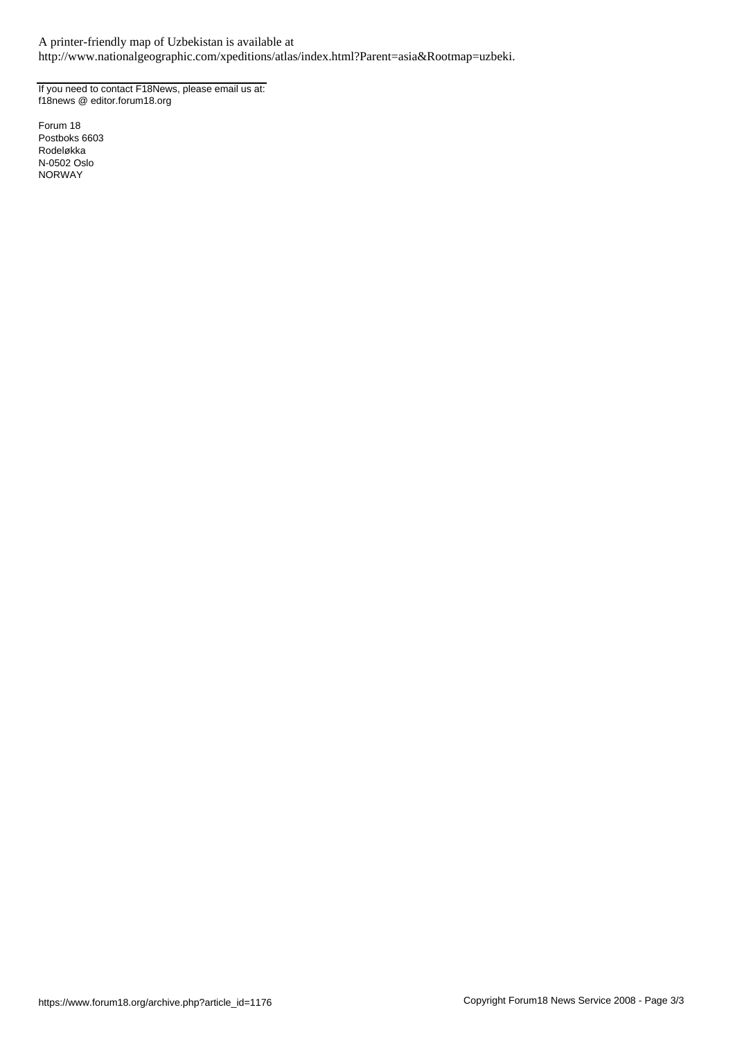A printer-friendly map of Uzbekistan is available at http://www.nationalgeographic.com/xpeditions/atlas/index.html?Parent=asia&Rootmap=uzbeki.

---

If you need to contact F18News, please email us at:
f18news @ editor.forum18.org

Forum 18
Postboks 6603
Rodeløkka
N-0502 Oslo
NORWAY